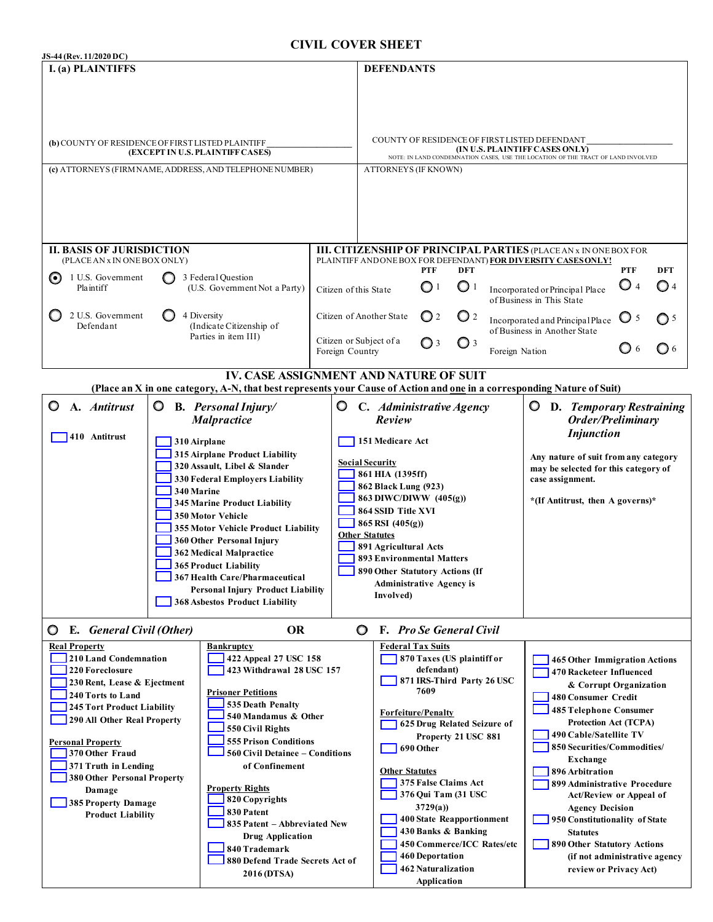# CIVIL COVER SHEET

JS-44 (Rev. 11/2020 DC)

| I. (a) PLAINTIFFS | DEFENDANTS |
|---|---|
| (b) COUNTY OF RESIDENCE OF FIRST LISTED PLAINTIFF ______________ **(EXCEPT IN U.S. PLAINTIFF CASES)** | COUNTY OF RESIDENCE OF FIRST LISTED DEFENDANT ______________ **(IN U.S. PLAINTIFF CASES ONLY)** NOTE: IN LAND CONDEMNATION CASES, USE THE LOCATION OF THE TRACT OF LAND INVOLVED |
| (c) ATTORNEYS (FIRM NAME, ADDRESS, AND TELEPHONE NUMBER) | ATTORNEYS (IF KNOWN) |

## II. BASIS OF JURISDICTION
(PLACE AN x IN ONE BOX ONLY)

- ◉ 1 U.S. Government Plaintiff
- ○ 3 Federal Question (U.S. Government Not a Party)
- ○ 2 U.S. Government Defendant
- ○ 4 Diversity (Indicate Citizenship of Parties in item III)

## III. CITIZENSHIP OF PRINCIPAL PARTIES
(PLACE AN x IN ONE BOX FOR PLAINTIFF AND ONE BOX FOR DEFENDANT) **FOR DIVERSITY CASES ONLY!**

| | PTF | DFT | | PTF | DFT |
|---|---|---|---|---|---|
| Citizen of this State | ○ 1 | ○ 1 | Incorporated or Principal Place of Business in This State | ○ 4 | ○ 4 |
| Citizen of Another State | ○ 2 | ○ 2 | Incorporated and Principal Place of Business in Another State | ○ 5 | ○ 5 |
| Citizen or Subject of a Foreign Country | ○ 3 | ○ 3 | Foreign Nation | ○ 6 | ○ 6 |

## IV. CASE ASSIGNMENT AND NATURE OF SUIT

**(Place an X in one category, A-N, that best represents your Cause of Action and one in a corresponding Nature of Suit)**

### ○ A. *Antitrust*

- ☐ 410 Antitrust

### ○ B. *Personal Injury/ Malpractice*

- ☐ 310 Airplane
- ☐ 315 Airplane Product Liability
- ☐ 320 Assault, Libel & Slander
- ☐ 330 Federal Employers Liability
- ☐ 340 Marine
- ☐ 345 Marine Product Liability
- ☐ 350 Motor Vehicle
- ☐ 355 Motor Vehicle Product Liability
- ☐ 360 Other Personal Injury
- ☐ 362 Medical Malpractice
- ☐ 365 Product Liability
- ☐ 367 Health Care/Pharmaceutical Personal Injury Product Liability
- ☐ 368 Asbestos Product Liability

### ○ C. *Administrative Agency Review*

- ☐ 151 Medicare Act

**Social Security**

- ☐ 861 HIA (1395ff)
- ☐ 862 Black Lung (923)
- ☐ 863 DIWC/DIWW (405(g))
- ☐ 864 SSID Title XVI
- ☐ 865 RSI (405(g))

**Other Statutes**

- ☐ 891 Agricultural Acts
- ☐ 893 Environmental Matters
- ☐ 890 Other Statutory Actions (If Administrative Agency is Involved)

### ○ D. *Temporary Restraining Order/Preliminary Injunction*

**Any nature of suit from any category may be selected for this category of case assignment.**

**\*(If Antitrust, then A governs)\***

### ○ E. *General Civil (Other)* OR ○ F. *Pro Se General Civil*

**Real Property**

- ☐ 210 Land Condemnation
- ☐ 220 Foreclosure
- ☐ 230 Rent, Lease & Ejectment
- ☐ 240 Torts to Land
- ☐ 245 Tort Product Liability
- ☐ 290 All Other Real Property

**Personal Property**

- ☐ 370 Other Fraud
- ☐ 371 Truth in Lending
- ☐ 380 Other Personal Property Damage
- ☐ 385 Property Damage Product Liability

**Bankruptcy**

- ☐ 422 Appeal 27 USC 158
- ☐ 423 Withdrawal 28 USC 157

**Prisoner Petitions**

- ☐ 535 Death Penalty
- ☐ 540 Mandamus & Other
- ☐ 550 Civil Rights
- ☐ 555 Prison Conditions
- ☐ 560 Civil Detainee – Conditions of Confinement

**Property Rights**

- ☐ 820 Copyrights
- ☐ 830 Patent
- ☐ 835 Patent – Abbreviated New Drug Application
- ☐ 840 Trademark
- ☐ 880 Defend Trade Secrets Act of 2016 (DTSA)

**Federal Tax Suits**

- ☐ 870 Taxes (US plaintiff or defendant)
- ☐ 871 IRS-Third Party 26 USC 7609

**Forfeiture/Penalty**

- ☐ 625 Drug Related Seizure of Property 21 USC 881
- ☐ 690 Other

**Other Statutes**

- ☐ 375 False Claims Act
- ☐ 376 Qui Tam (31 USC 3729(a))
- ☐ 400 State Reapportionment
- ☐ 430 Banks & Banking
- ☐ 450 Commerce/ICC Rates/etc
- ☐ 460 Deportation
- ☐ 462 Naturalization Application
- ☐ 465 Other Immigration Actions
- ☐ 470 Racketeer Influenced & Corrupt Organization
- ☐ 480 Consumer Credit
- ☐ 485 Telephone Consumer Protection Act (TCPA)
- ☐ 490 Cable/Satellite TV
- ☐ 850 Securities/Commodities/ Exchange
- ☐ 896 Arbitration
- ☐ 899 Administrative Procedure Act/Review or Appeal of Agency Decision
- ☐ 950 Constitutionality of State Statutes
- ☐ 890 Other Statutory Actions (if not administrative agency review or Privacy Act)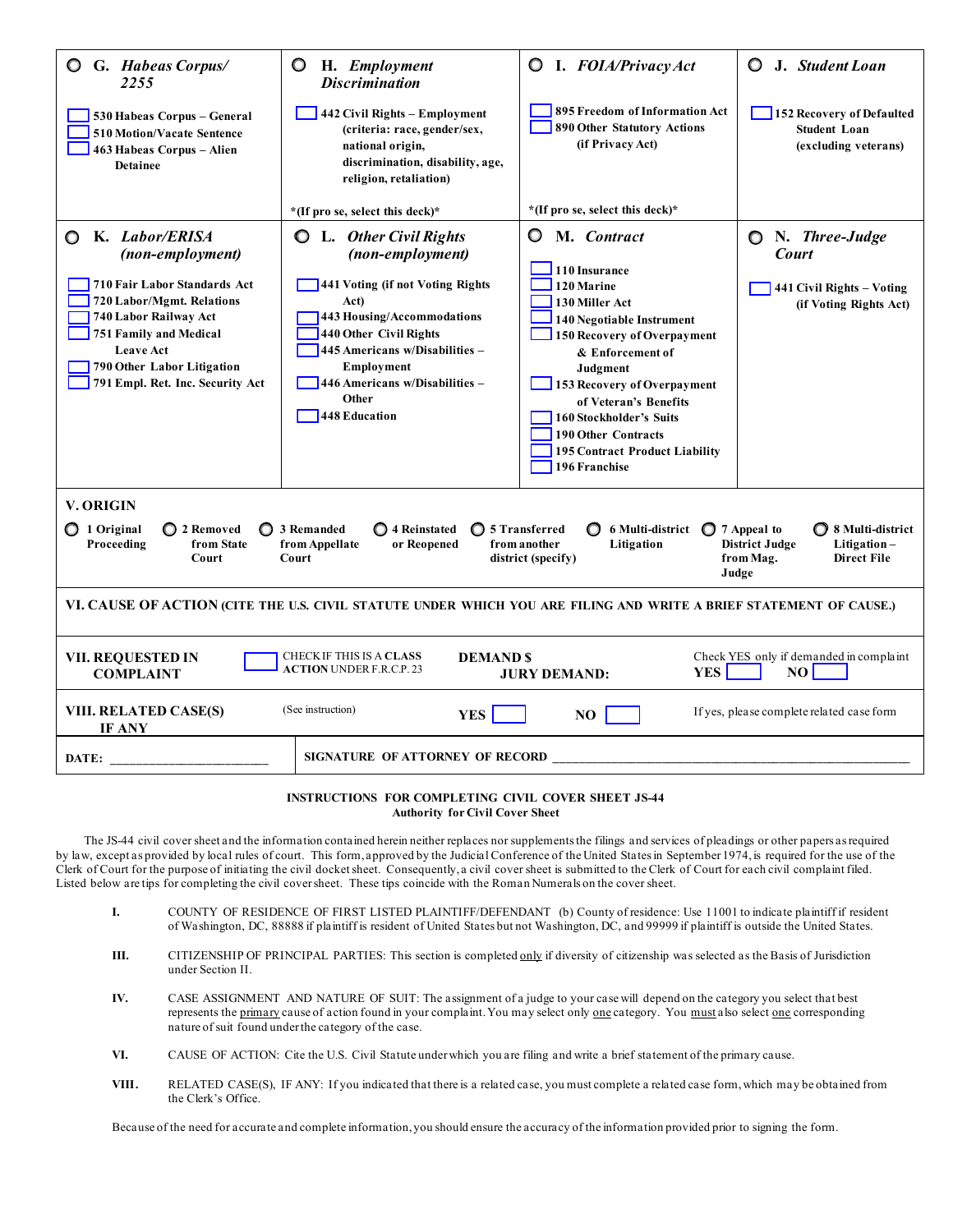| | | | |
|---|---|---|---|
| ○ **G. *Habeas Corpus/ 2255***<br><br>☐ 530 Habeas Corpus – General<br>☐ 510 Motion/Vacate Sentence<br>☐ 463 Habeas Corpus – Alien Detainee | ○ **H. *Employment Discrimination***<br><br>☐ 442 Civil Rights – Employment (criteria: race, gender/sex, national origin, discrimination, disability, age, religion, retaliation)<br><br>*(If pro se, select this deck)* | ○ **I. *FOIA/Privacy Act***<br><br>☐ 895 Freedom of Information Act<br>☐ 890 Other Statutory Actions (if Privacy Act)<br><br>*(If pro se, select this deck)* | ○ **J. *Student Loan***<br><br>☐ 152 Recovery of Defaulted Student Loan (excluding veterans) |
| ○ **K. *Labor/ERISA (non-employment)***<br><br>☐ 710 Fair Labor Standards Act<br>☐ 720 Labor/Mgmt. Relations<br>☐ 740 Labor Railway Act<br>☐ 751 Family and Medical Leave Act<br>☐ 790 Other Labor Litigation<br>☐ 791 Empl. Ret. Inc. Security Act | ○ **L. *Other Civil Rights (non-employment)***<br><br>☐ 441 Voting (if not Voting Rights Act)<br>☐ 443 Housing/Accommodations<br>☐ 440 Other Civil Rights<br>☐ 445 Americans w/Disabilities – Employment<br>☐ 446 Americans w/Disabilities – Other<br>☐ 448 Education | ○ **M. *Contract***<br><br>☐ 110 Insurance<br>☐ 120 Marine<br>☐ 130 Miller Act<br>☐ 140 Negotiable Instrument<br>☐ 150 Recovery of Overpayment & Enforcement of Judgment<br>☐ 153 Recovery of Overpayment of Veteran's Benefits<br>☐ 160 Stockholder's Suits<br>☐ 190 Other Contracts<br>☐ 195 Contract Product Liability<br>☐ 196 Franchise | ○ **N. *Three-Judge Court***<br><br>☐ 441 Civil Rights – Voting (if Voting Rights Act) |

**V. ORIGIN**

○ 1 Original Proceeding ○ 2 Removed from State Court ○ 3 Remanded from Appellate Court ○ 4 Reinstated or Reopened ○ 5 Transferred from another district (specify) ○ 6 Multi-district Litigation ○ 7 Appeal to District Judge from Mag. Judge ○ 8 Multi-district Litigation – Direct File

**VI. CAUSE OF ACTION** (CITE THE U.S. CIVIL STATUTE UNDER WHICH YOU ARE FILING AND WRITE A BRIEF STATEMENT OF CAUSE.)

**VII. REQUESTED IN COMPLAINT** ☐ CHECK IF THIS IS A **CLASS ACTION** UNDER F.R.C.P. 23 **DEMAND $** **JURY DEMAND:** Check YES only if demanded in complaint **YES** ☐ **NO** ☐

**VIII. RELATED CASE(S) IF ANY** (See instruction) **YES** ☐ **NO** ☐ If yes, please complete related case form

**DATE:** \_\_\_\_\_\_\_\_\_\_\_\_\_\_\_\_\_\_\_\_\_\_\_\_ **SIGNATURE OF ATTORNEY OF RECORD** \_\_\_\_\_\_\_\_\_\_\_\_\_\_\_\_\_\_\_\_\_\_\_\_\_\_\_\_\_\_\_\_\_\_\_\_\_\_\_\_

**INSTRUCTIONS FOR COMPLETING CIVIL COVER SHEET JS-44**
**Authority for Civil Cover Sheet**

The JS-44 civil cover sheet and the information contained herein neither replaces nor supplements the filings and services of pleadings or other papers as required by law, except as provided by local rules of court. This form, approved by the Judicial Conference of the United States in September 1974, is required for the use of the Clerk of Court for the purpose of initiating the civil docket sheet. Consequently, a civil cover sheet is submitted to the Clerk of Court for each civil complaint filed. Listed below are tips for completing the civil cover sheet. These tips coincide with the Roman Numerals on the cover sheet.

**I.** COUNTY OF RESIDENCE OF FIRST LISTED PLAINTIFF/DEFENDANT (b) County of residence: Use 11001 to indicate plaintiff if resident of Washington, DC, 88888 if plaintiff is resident of United States but not Washington, DC, and 99999 if plaintiff is outside the United States.

**III.** CITIZENSHIP OF PRINCIPAL PARTIES: This section is completed only if diversity of citizenship was selected as the Basis of Jurisdiction under Section II.

**IV.** CASE ASSIGNMENT AND NATURE OF SUIT: The assignment of a judge to your case will depend on the category you select that best represents the primary cause of action found in your complaint. You may select only one category. You must also select one corresponding nature of suit found under the category of the case.

**VI.** CAUSE OF ACTION: Cite the U.S. Civil Statute under which you are filing and write a brief statement of the primary cause.

**VIII.** RELATED CASE(S), IF ANY: If you indicated that there is a related case, you must complete a related case form, which may be obtained from the Clerk's Office.

Because of the need for accurate and complete information, you should ensure the accuracy of the information provided prior to signing the form.